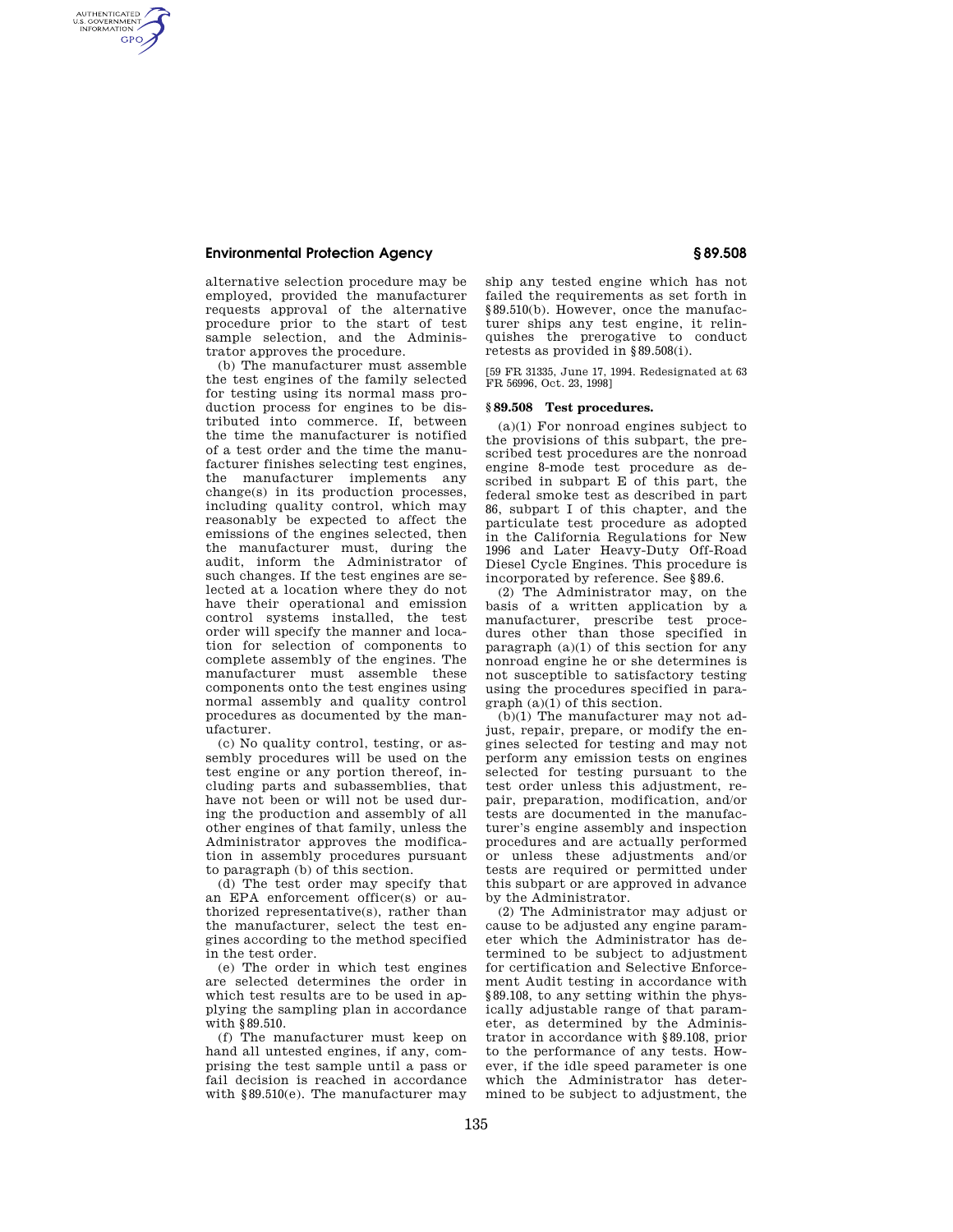alternative selection procedure may be employed, provided the manufacturer requests approval of the alternative procedure prior to the start of test sample selection, and the Administrator approves the procedure.

(b) The manufacturer must assemble the test engines of the family selected for testing using its normal mass production process for engines to be distributed into commerce. If, between the time the manufacturer is notified of a test order and the time the manufacturer finishes selecting test engines, the manufacturer implements any change(s) in its production processes, including quality control, which may reasonably be expected to affect the emissions of the engines selected, then the manufacturer must, during the audit, inform the Administrator of such changes. If the test engines are selected at a location where they do not have their operational and emission control systems installed, the test order will specify the manner and location for selection of components to complete assembly of the engines. The manufacturer must assemble these components onto the test engines using normal assembly and quality control procedures as documented by the manufacturer.

(c) No quality control, testing, or assembly procedures will be used on the test engine or any portion thereof, including parts and subassemblies, that have not been or will not be used during the production and assembly of all other engines of that family, unless the Administrator approves the modification in assembly procedures pursuant to paragraph (b) of this section.

(d) The test order may specify that an EPA enforcement officer(s) or authorized representative(s), rather than the manufacturer, select the test engines according to the method specified in the test order.

(e) The order in which test engines are selected determines the order in which test results are to be used in applying the sampling plan in accordance with §89.510.

(f) The manufacturer must keep on hand all untested engines, if any, comprising the test sample until a pass or fail decision is reached in accordance with §89.510(e). The manufacturer may ship any tested engine which has not failed the requirements as set forth in §89.510(b). However, once the manufacturer ships any test engine, it relinquishes the prerogative to conduct retests as provided in §89.508(i).

[59 FR 31335, June 17, 1994. Redesignated at 63 FR 56996, Oct. 23, 1998]

## §89.508 Test procedures.

(a)(1) For nonroad engines subject to the provisions of this subpart, the prescribed test procedures are the nonroad engine 8-mode test procedure as described in subpart E of this part, the federal smoke test as described in part 86, subpart I of this chapter, and the particulate test procedure as adopted in the California Regulations for New 1996 and Later Heavy-Duty Off-Road Diesel Cycle Engines. This procedure is incorporated by reference. See §89.6.

(2) The Administrator may, on the basis of a written application by a manufacturer, prescribe test procedures other than those specified in paragraph (a)(1) of this section for any nonroad engine he or she determines is not susceptible to satisfactory testing using the procedures specified in paragraph (a)(1) of this section.

(b)(1) The manufacturer may not adjust, repair, prepare, or modify the engines selected for testing and may not perform any emission tests on engines selected for testing pursuant to the test order unless this adjustment, repair, preparation, modification, and/or tests are documented in the manufacturer's engine assembly and inspection procedures and are actually performed or unless these adjustments and/or tests are required or permitted under this subpart or are approved in advance by the Administrator.

(2) The Administrator may adjust or cause to be adjusted any engine parameter which the Administrator has determined to be subject to adjustment for certification and Selective Enforcement Audit testing in accordance with §89.108, to any setting within the physically adjustable range of that parameter, as determined by the Administrator in accordance with §89.108, prior to the performance of any tests. However, if the idle speed parameter is one which the Administrator has determined to be subject to adjustment, the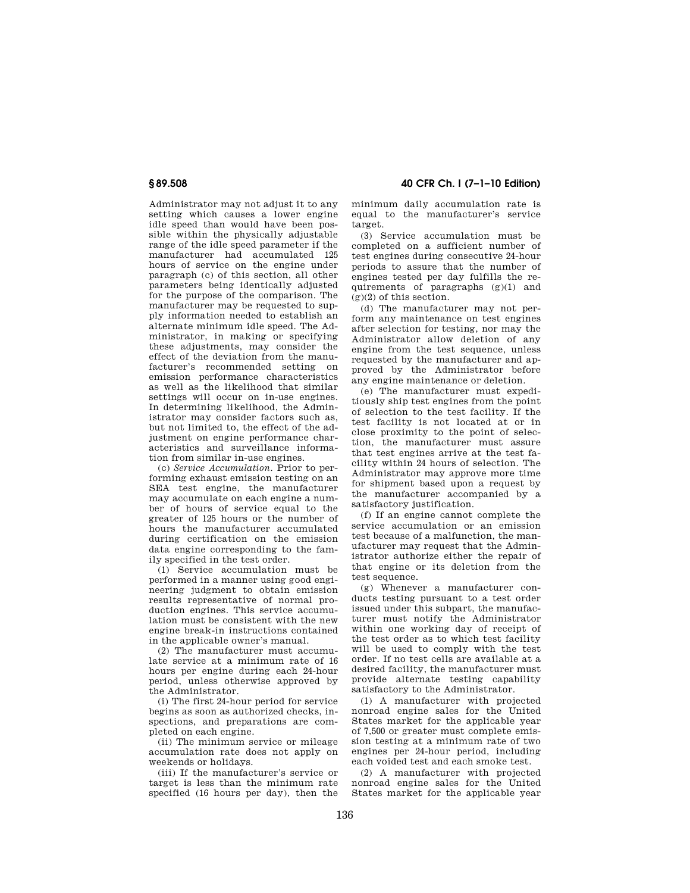Administrator may not adjust it to any setting which causes a lower engine idle speed than would have been possible within the physically adjustable range of the idle speed parameter if the manufacturer had accumulated 125 hours of service on the engine under paragraph (c) of this section, all other parameters being identically adjusted for the purpose of the comparison. The manufacturer may be requested to supply information needed to establish an alternate minimum idle speed. The Administrator, in making or specifying these adjustments, may consider the effect of the deviation from the manufacturer's recommended setting on emission performance characteristics as well as the likelihood that similar settings will occur on in-use engines. In determining likelihood, the Administrator may consider factors such as, but not limited to, the effect of the adjustment on engine performance characteristics and surveillance information from similar in-use engines.

(c) *Service Accumulation.* Prior to performing exhaust emission testing on an SEA test engine, the manufacturer may accumulate on each engine a number of hours of service equal to the greater of 125 hours or the number of hours the manufacturer accumulated during certification on the emission data engine corresponding to the family specified in the test order.

(1) Service accumulation must be performed in a manner using good engineering judgment to obtain emission results representative of normal production engines. This service accumulation must be consistent with the new engine break-in instructions contained in the applicable owner's manual.

(2) The manufacturer must accumulate service at a minimum rate of 16 hours per engine during each 24-hour period, unless otherwise approved by the Administrator.

(i) The first 24-hour period for service begins as soon as authorized checks, inspections, and preparations are completed on each engine.

(ii) The minimum service or mileage accumulation rate does not apply on weekends or holidays.

(iii) If the manufacturer's service or target is less than the minimum rate specified (16 hours per day), then the minimum daily accumulation rate is equal to the manufacturer's service target.

(3) Service accumulation must be completed on a sufficient number of test engines during consecutive 24-hour periods to assure that the number of engines tested per day fulfills the requirements of paragraphs (g)(1) and (g)(2) of this section.

(d) The manufacturer may not perform any maintenance on test engines after selection for testing, nor may the Administrator allow deletion of any engine from the test sequence, unless requested by the manufacturer and approved by the Administrator before any engine maintenance or deletion.

(e) The manufacturer must expeditiously ship test engines from the point of selection to the test facility. If the test facility is not located at or in close proximity to the point of selection, the manufacturer must assure that test engines arrive at the test facility within 24 hours of selection. The Administrator may approve more time for shipment based upon a request by the manufacturer accompanied by a satisfactory justification.

(f) If an engine cannot complete the service accumulation or an emission test because of a malfunction, the manufacturer may request that the Administrator authorize either the repair of that engine or its deletion from the test sequence.

(g) Whenever a manufacturer conducts testing pursuant to a test order issued under this subpart, the manufacturer must notify the Administrator within one working day of receipt of the test order as to which test facility will be used to comply with the test order. If no test cells are available at a desired facility, the manufacturer must provide alternate testing capability satisfactory to the Administrator.

(1) A manufacturer with projected nonroad engine sales for the United States market for the applicable year of 7,500 or greater must complete emission testing at a minimum rate of two engines per 24-hour period, including each voided test and each smoke test.

(2) A manufacturer with projected nonroad engine sales for the United States market for the applicable year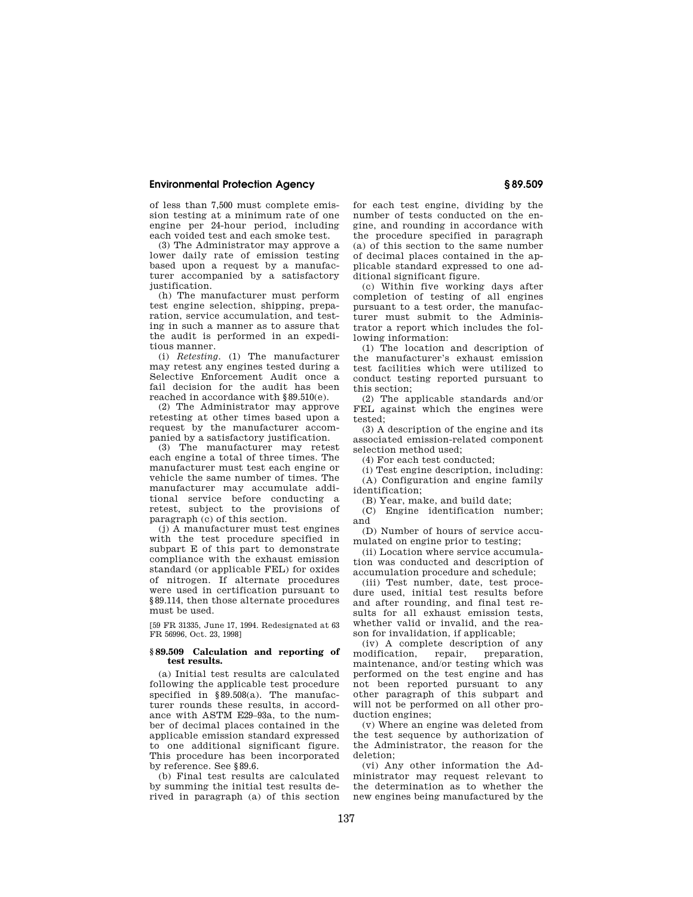of less than 7,500 must complete emission testing at a minimum rate of one engine per 24-hour period, including each voided test and each smoke test.

(3) The Administrator may approve a lower daily rate of emission testing based upon a request by a manufacturer accompanied by a satisfactory justification.

(h) The manufacturer must perform test engine selection, shipping, preparation, service accumulation, and testing in such a manner as to assure that the audit is performed in an expeditious manner.

(i) *Retesting.* (1) The manufacturer may retest any engines tested during a Selective Enforcement Audit once a fail decision for the audit has been reached in accordance with §89.510(e).

(2) The Administrator may approve retesting at other times based upon a request by the manufacturer accompanied by a satisfactory justification.

(3) The manufacturer may retest each engine a total of three times. The manufacturer must test each engine or vehicle the same number of times. The manufacturer may accumulate additional service before conducting a retest, subject to the provisions of paragraph (c) of this section.

(j) A manufacturer must test engines with the test procedure specified in subpart E of this part to demonstrate compliance with the exhaust emission standard (or applicable FEL) for oxides of nitrogen. If alternate procedures were used in certification pursuant to §89.114, then those alternate procedures must be used.

[59 FR 31335, June 17, 1994. Redesignated at 63 FR 56996, Oct. 23, 1998]

### §89.509 Calculation and reporting of test results.

(a) Initial test results are calculated following the applicable test procedure specified in §89.508(a). The manufacturer rounds these results, in accordance with ASTM E29–93a, to the number of decimal places contained in the applicable emission standard expressed to one additional significant figure. This procedure has been incorporated by reference. See §89.6.

(b) Final test results are calculated by summing the initial test results derived in paragraph (a) of this section for each test engine, dividing by the number of tests conducted on the engine, and rounding in accordance with the procedure specified in paragraph (a) of this section to the same number of decimal places contained in the applicable standard expressed to one additional significant figure.

(c) Within five working days after completion of testing of all engines pursuant to a test order, the manufacturer must submit to the Administrator a report which includes the following information:

(1) The location and description of the manufacturer's exhaust emission test facilities which were utilized to conduct testing reported pursuant to this section;

(2) The applicable standards and/or FEL against which the engines were tested;

(3) A description of the engine and its associated emission-related component selection method used;

(4) For each test conducted;

(i) Test engine description, including:

(A) Configuration and engine family identification;

(B) Year, make, and build date;

(C) Engine identification number; and

(D) Number of hours of service accumulated on engine prior to testing;

(ii) Location where service accumulation was conducted and description of accumulation procedure and schedule;

(iii) Test number, date, test procedure used, initial test results before and after rounding, and final test results for all exhaust emission tests, whether valid or invalid, and the reason for invalidation, if applicable;

(iv) A complete description of any modification, repair, preparation, maintenance, and/or testing which was performed on the test engine and has not been reported pursuant to any other paragraph of this subpart and will not be performed on all other production engines;

(v) Where an engine was deleted from the test sequence by authorization of the Administrator, the reason for the deletion;

(vi) Any other information the Administrator may request relevant to the determination as to whether the new engines being manufactured by the